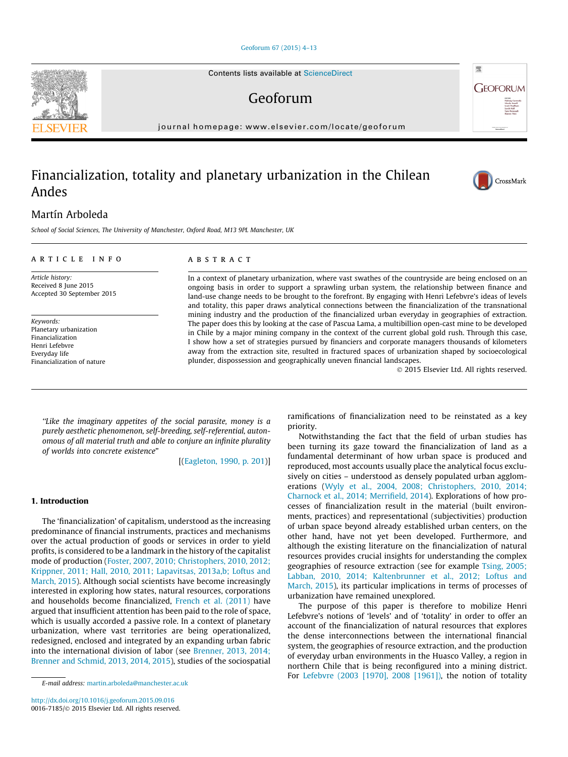# Financialization, totality and planetary urbanization in the Chilean Andes

Martín Arboleda

School of Social Sciences, The University of Manchester, Oxford Road, M13 9PL Manchester, UK

## ARTICLE INFO

*Article history:*
Received 8 June 2015
Accepted 30 September 2015

*Keywords:*
Planetary urbanization
Financialization
Henri Lefebvre
Everyday life
Financialization of nature

## ABSTRACT

In a context of planetary urbanization, where vast swathes of the countryside are being enclosed on an ongoing basis in order to support a sprawling urban system, the relationship between finance and land-use change needs to be brought to the forefront. By engaging with Henri Lefebvre's ideas of levels and totality, this paper draws analytical connections between the financialization of the transnational mining industry and the production of the financialized urban everyday in geographies of extraction. The paper does this by looking at the case of Pascua Lama, a multibillion open-cast mine to be developed in Chile by a major mining company in the context of the current global gold rush. Through this case, I show how a set of strategies pursued by financiers and corporate managers thousands of kilometers away from the extraction site, resulted in fractured spaces of urbanization shaped by socioecological plunder, dispossession and geographically uneven financial landscapes.

© 2015 Elsevier Ltd. All rights reserved.

> *"Like the imaginary appetites of the social parasite, money is a purely aesthetic phenomenon, self-breeding, self-referential, autonomous of all material truth and able to conjure an infinite plurality of worlds into concrete existence"*
>
> [(Eagleton, 1990, p. 201)]

## 1. Introduction

The 'financialization' of capitalism, understood as the increasing predominance of financial instruments, practices and mechanisms over the actual production of goods or services in order to yield profits, is considered to be a landmark in the history of the capitalist mode of production (Foster, 2007, 2010; Christophers, 2010, 2012; Krippner, 2011; Hall, 2010, 2011; Lapavitsas, 2013a,b; Loftus and March, 2015). Although social scientists have become increasingly interested in exploring how states, natural resources, corporations and households become financialized, French et al. (2011) have argued that insufficient attention has been paid to the role of space, which is usually accorded a passive role. In a context of planetary urbanization, where vast territories are being operationalized, redesigned, enclosed and integrated by an expanding urban fabric into the international division of labor (see Brenner, 2013, 2014; Brenner and Schmid, 2013, 2014, 2015), studies of the sociospatial ramifications of financialization need to be reinstated as a key priority.

Notwithstanding the fact that the field of urban studies has been turning its gaze toward the financialization of land as a fundamental determinant of how urban space is produced and reproduced, most accounts usually place the analytical focus exclusively on cities – understood as densely populated urban agglomerations (Wyly et al., 2004, 2008; Christophers, 2010, 2014; Charnock et al., 2014; Merrifield, 2014). Explorations of how processes of financialization result in the material (built environments, practices) and representational (subjectivities) production of urban space beyond already established urban centers, on the other hand, have not yet been developed. Furthermore, and although the existing literature on the financialization of natural resources provides crucial insights for understanding the complex geographies of resource extraction (see for example Tsing, 2005; Labban, 2010, 2014; Kaltenbrunner et al., 2012; Loftus and March, 2015), its particular implications in terms of processes of urbanization have remained unexplored.

The purpose of this paper is therefore to mobilize Henri Lefebvre's notions of 'levels' and of 'totality' in order to offer an account of the financialization of natural resources that explores the dense interconnections between the international financial system, the geographies of resource extraction, and the production of everyday urban environments in the Huasco Valley, a region in northern Chile that is being reconfigured into a mining district. For Lefebvre (2003 [1970], 2008 [1961]), the notion of totality

E-mail address: martin.arboleda@manchester.ac.uk

http://dx.doi.org/10.1016/j.geoforum.2015.09.016
0016-7185/© 2015 Elsevier Ltd. All rights reserved.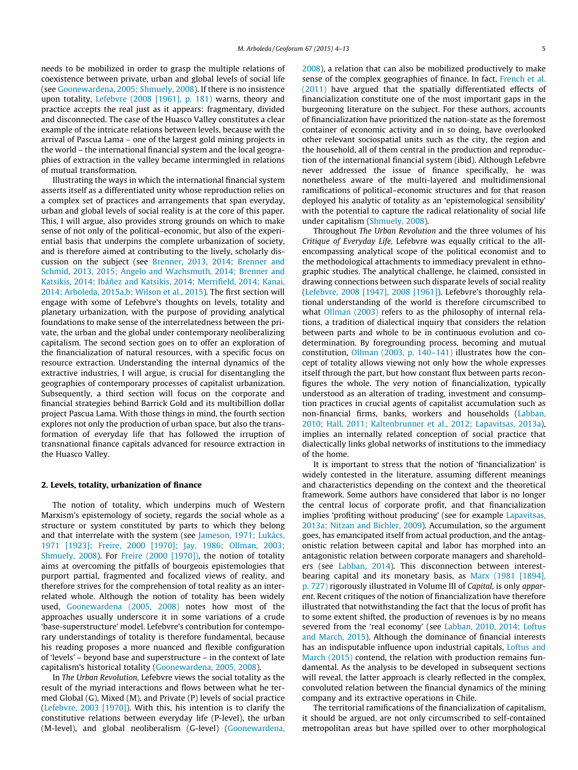needs to be mobilized in order to grasp the multiple relations of coexistence between private, urban and global levels of social life (see Goonewardena, 2005; Shmuely, 2008). If there is no insistence upon totality, Lefebvre (2008 [1961], p. 181) warns, theory and practice accepts the real just as it appears: fragmentary, divided and disconnected. The case of the Huasco Valley constitutes a clear example of the intricate relations between levels, because with the arrival of Pascua Lama – one of the largest gold mining projects in the world – the international financial system and the local geographies of extraction in the valley became intermingled in relations of mutual transformation.

Illustrating the ways in which the international financial system asserts itself as a differentiated unity whose reproduction relies on a complex set of practices and arrangements that span everyday, urban and global levels of social reality is at the core of this paper. This, I will argue, also provides strong grounds on which to make sense of not only of the political–economic, but also of the experiential basis that underpins the complete urbanization of society, and is therefore aimed at contributing to the lively, scholarly discussion on the subject (see Brenner, 2013, 2014; Brenner and Schmid, 2013, 2015; Angelo and Wachsmuth, 2014; Brenner and Katsikis, 2014; Ibáñez and Katsikis, 2014; Merrifield, 2014; Kanai, 2014; Arboleda, 2015a,b; Wilson et al., 2015). The first section will engage with some of Lefebvre's thoughts on levels, totality and planetary urbanization, with the purpose of providing analytical foundations to make sense of the interrelatedness between the private, the urban and the global under contemporary neoliberalizing capitalism. The second section goes on to offer an exploration of the financialization of natural resources, with a specific focus on resource extraction. Understanding the internal dynamics of the extractive industries, I will argue, is crucial for disentangling the geographies of contemporary processes of capitalist urbanization. Subsequently, a third section will focus on the corporate and financial strategies behind Barrick Gold and its multibillion dollar project Pascua Lama. With those things in mind, the fourth section explores not only the production of urban space, but also the transformation of everyday life that has followed the irruption of transnational finance capitals advanced for resource extraction in the Huasco Valley.

## 2. Levels, totality, urbanization of finance

The notion of totality, which underpins much of Western Marxism's epistemology of society, regards the social whole as a structure or system constituted by parts to which they belong and that interrelate with the system (see Jameson, 1971; Lukács, 1971 [1923]; Freire, 2000 [1970]; Jay, 1986; Ollman, 2003; Shmuely, 2008). For Freire (2000 [1970]), the notion of totality aims at overcoming the pitfalls of bourgeois epistemologies that purport partial, fragmented and focalized views of reality, and therefore strives for the comprehension of total reality as an interrelated whole. Although the notion of totality has been widely used, Goonewardena (2005, 2008) notes how most of the approaches usually underscore it in some variations of a crude 'base-superstructure' model. Lefebvre's contribution for contemporary understandings of totality is therefore fundamental, because his reading proposes a more nuanced and flexible configuration of 'levels' – beyond base and superstructure – in the context of late capitalism's historical totality (Goonewardena, 2005, 2008).

In *The Urban Revolution*, Lefebvre views the social totality as the result of the myriad interactions and flows between what he termed Global (G), Mixed (M), and Private (P) levels of social practice (Lefebvre, 2003 [1970]). With this, his intention is to clarify the constitutive relations between everyday life (P-level), the urban (M-level), and global neoliberalism (G-level) (Goonewardena, 2008), a relation that can also be mobilized productively to make sense of the complex geographies of finance. In fact, French et al. (2011) have argued that the spatially differentiated effects of financialization constitute one of the most important gaps in the burgeoning literature on the subject. For these authors, accounts of financialization have prioritized the nation-state as the foremost container of economic activity and in so doing, have overlooked other relevant sociospatial units such as the city, the region and the household, all of them central in the production and reproduction of the international financial system (ibid). Although Lefebvre never addressed the issue of finance specifically, he was nonetheless aware of the multi-layered and multidimensional ramifications of political–economic structures and for that reason deployed his analytic of totality as an 'epistemological sensibility' with the potential to capture the radical relationality of social life under capitalism (Shmuely, 2008).

Throughout *The Urban Revolution* and the three volumes of his *Critique of Everyday Life*, Lefebvre was equally critical to the all-encompassing analytical scope of the political economist and to the methodological attachments to immediacy prevalent in ethnographic studies. The analytical challenge, he claimed, consisted in drawing connections between such disparate levels of social reality (Lefebvre, 2008 [1947], 2008 [1961]). Lefebvre's thoroughly relational understanding of the world is therefore circumscribed to what Ollman (2003) refers to as the philosophy of internal relations, a tradition of dialectical inquiry that considers the relation between parts and whole to be in continuous evolution and co-determination. By foregrounding process, becoming and mutual constitution, Ollman (2003, p. 140–141) illustrates how the concept of totality allows viewing not only how the whole expresses itself through the part, but how constant flux between parts reconfigures the whole. The very notion of financialization, typically understood as an alteration of trading, investment and consumption practices in crucial agents of capitalist accumulation such as non-financial firms, banks, workers and households (Labban, 2010; Hall, 2011; Kaltenbrunner et al., 2012; Lapavitsas, 2013a), implies an internally related conception of social practice that dialectically links global networks of institutions to the immediacy of the home.

It is important to stress that the notion of 'financialization' is widely contested in the literature, assuming different meanings and characteristics depending on the context and the theoretical framework. Some authors have considered that labor is no longer the central locus of corporate profit, and that financialization implies 'profiting without producing' (see for example Lapavitsas, 2013a; Nitzan and Bichler, 2009). Accumulation, so the argument goes, has emancipated itself from actual production, and the antagonistic relation between capital and labor has morphed into an antagonistic relation between corporate managers and shareholders (see Labban, 2014). This disconnection between interest-bearing capital and its monetary basis, as Marx (1981 [1894], p. 727) rigorously illustrated in Volume III of *Capital*, is only *apparent*. Recent critiques of the notion of financialization have therefore illustrated that notwithstanding the fact that the locus of profit has to some extent shifted, the production of revenues is by no means severed from the 'real economy' (see Labban, 2010, 2014; Loftus and March, 2015). Although the dominance of financial interests has an indisputable influence upon industrial capitals, Loftus and March (2015) contend, the relation with production remains fundamental. As the analysis to be developed in subsequent sections will reveal, the latter approach is clearly reflected in the complex, convoluted relation between the financial dynamics of the mining company and its extractive operations in Chile.

The territorial ramifications of the financialization of capitalism, it should be argued, are not only circumscribed to self-contained metropolitan areas but have spilled over to other morphological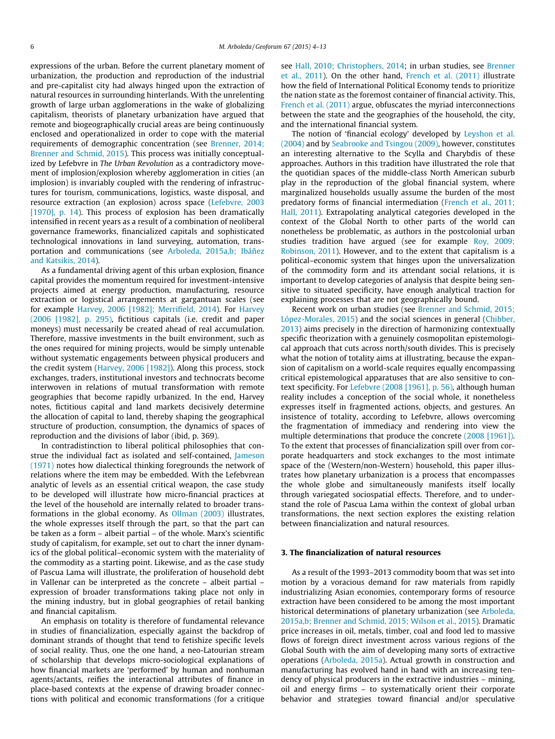expressions of the urban. Before the current planetary moment of urbanization, the production and reproduction of the industrial and pre-capitalist city had always hinged upon the extraction of natural resources in surrounding hinterlands. With the unrelenting growth of large urban agglomerations in the wake of globalizing capitalism, theorists of planetary urbanization have argued that remote and biogeographically crucial areas are being continuously enclosed and operationalized in order to cope with the material requirements of demographic concentration (see Brenner, 2014; Brenner and Schmid, 2015). This process was initially conceptualized by Lefebvre in *The Urban Revolution* as a contradictory movement of implosion/explosion whereby agglomeration in cities (an implosion) is invariably coupled with the rendering of infrastructures for tourism, communications, logistics, waste disposal, and resource extraction (an explosion) across space (Lefebvre, 2003 [1970], p. 14). This process of explosion has been dramatically intensified in recent years as a result of a combination of neoliberal governance frameworks, financialized capitals and sophisticated technological innovations in land surveying, automation, transportation and communications (see Arboleda, 2015a,b; Ibáñez and Katsikis, 2014).

As a fundamental driving agent of this urban explosion, finance capital provides the momentum required for investment-intensive projects aimed at energy production, manufacturing, resource extraction or logistical arrangements at gargantuan scales (see for example Harvey, 2006 [1982]; Merrifield, 2014). For Harvey (2006 [1982], p. 295), fictitious capitals (i.e. credit and paper moneys) must necessarily be created ahead of real accumulation. Therefore, massive investments in the built environment, such as the ones required for mining projects, would be simply untenable without systematic engagements between physical producers and the credit system (Harvey, 2006 [1982]). Along this process, stock exchanges, traders, institutional investors and technocrats become interwoven in relations of mutual transformation with remote geographies that become rapidly urbanized. In the end, Harvey notes, fictitious capital and land markets decisively determine the allocation of capital to land, thereby shaping the geographical structure of production, consumption, the dynamics of spaces of reproduction and the divisions of labor (ibid, p. 369).

In contradistinction to liberal political philosophies that construe the individual fact as isolated and self-contained, Jameson (1971) notes how dialectical thinking foregrounds the network of relations where the item may be embedded. With the Lefebvrean analytic of levels as an essential critical weapon, the case study to be developed will illustrate how micro-financial practices at the level of the household are internally related to broader transformations in the global economy. As Ollman (2003) illustrates, the whole expresses itself through the part, so that the part can be taken as a form – albeit partial – of the whole. Marx's scientific study of capitalism, for example, set out to chart the inner dynamics of the global political–economic system with the materiality of the commodity as a starting point. Likewise, and as the case study of Pascua Lama will illustrate, the proliferation of household debt in Vallenar can be interpreted as the concrete – albeit partial – expression of broader transformations taking place not only in the mining industry, but in global geographies of retail banking and financial capitalism.

An emphasis on totality is therefore of fundamental relevance in studies of financialization, especially against the backdrop of dominant strands of thought that tend to fetishize specific levels of social reality. Thus, one the one hand, a neo-Latourian stream of scholarship that develops micro-sociological explanations of how financial markets are 'performed' by human and nonhuman agents/actants, reifies the interactional attributes of finance in place-based contexts at the expense of drawing broader connections with political and economic transformations (for a critique see Hall, 2010; Christophers, 2014; in urban studies, see Brenner et al., 2011). On the other hand, French et al. (2011) illustrate how the field of International Political Economy tends to prioritize the nation state as the foremost container of financial activity. This, French et al. (2011) argue, obfuscates the myriad interconnections between the state and the geographies of the household, the city, and the international financial system.

The notion of 'financial ecology' developed by Leyshon et al. (2004) and by Seabrooke and Tsingou (2009), however, constitutes an interesting alternative to the Scylla and Charybdis of these approaches. Authors in this tradition have illustrated the role that the quotidian spaces of the middle-class North American suburb play in the reproduction of the global financial system, where marginalized households usually assume the burden of the most predatory forms of financial intermediation (French et al., 2011; Hall, 2011). Extrapolating analytical categories developed in the context of the Global North to other parts of the world can nonetheless be problematic, as authors in the postcolonial urban studies tradition have argued (see for example Roy, 2009; Robinson, 2011). However, and to the extent that capitalism is a political–economic system that hinges upon the universalization of the commodity form and its attendant social relations, it is important to develop categories of analysis that despite being sensitive to situated specificity, have enough analytical traction for explaining processes that are not geographically bound.

Recent work on urban studies (see Brenner and Schmid, 2015; López-Morales, 2015) and the social sciences in general (Chibber, 2013) aims precisely in the direction of harmonizing contextually specific theorization with a genuinely cosmopolitan epistemological approach that cuts across north/south divides. This is precisely what the notion of totality aims at illustrating, because the expansion of capitalism on a world-scale requires equally encompassing critical epistemological apparatuses that are also sensitive to context specificity. For Lefebvre (2008 [1961], p. 56), although human reality includes a conception of the social whole, it nonetheless expresses itself in fragmented actions, objects, and gestures. An insistence of totality, according to Lefebvre, allows overcoming the fragmentation of immediacy and rendering into view the multiple determinations that produce the concrete (2008 [1961]). To the extent that processes of financialization spill over from corporate headquarters and stock exchanges to the most intimate space of the (Western/non-Western) household, this paper illustrates how planetary urbanization is a process that encompasses the whole globe and simultaneously manifests itself locally through variegated sociospatial effects. Therefore, and to understand the role of Pascua Lama within the context of global urban transformations, the next section explores the existing relation between financialization and natural resources.

## 3. The financialization of natural resources

As a result of the 1993–2013 commodity boom that was set into motion by a voracious demand for raw materials from rapidly industrializing Asian economies, contemporary forms of resource extraction have been considered to be among the most important historical determinations of planetary urbanization (see Arboleda, 2015a,b; Brenner and Schmid, 2015; Wilson et al., 2015). Dramatic price increases in oil, metals, timber, coal and food led to massive flows of foreign direct investment across various regions of the Global South with the aim of developing many sorts of extractive operations (Arboleda, 2015a). Actual growth in construction and manufacturing has evolved hand in hand with an increasing tendency of physical producers in the extractive industries – mining, oil and energy firms – to systematically orient their corporate behavior and strategies toward financial and/or speculative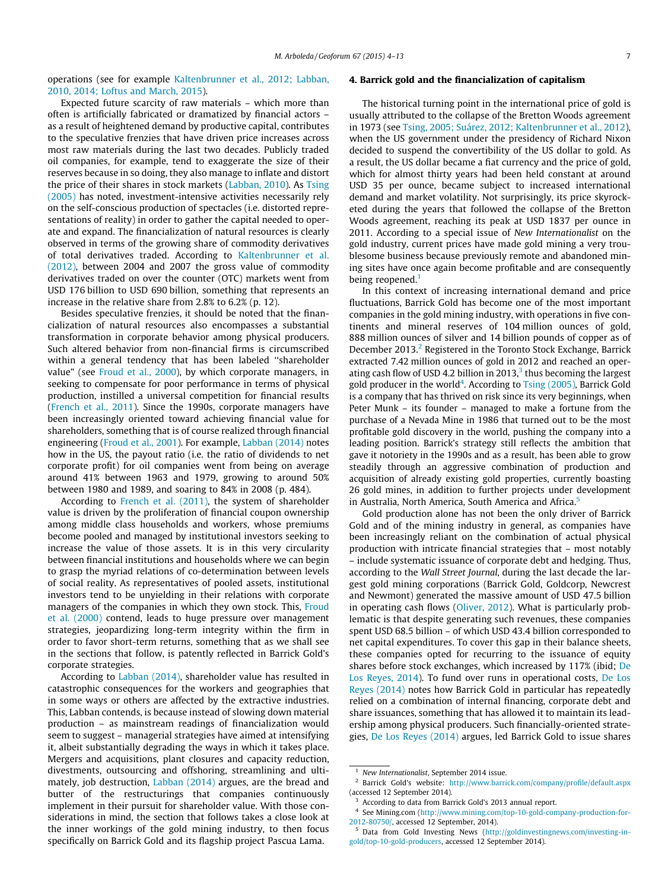operations (see for example Kaltenbrunner et al., 2012; Labban, 2010, 2014; Loftus and March, 2015).

Expected future scarcity of raw materials – which more than often is artificially fabricated or dramatized by financial actors – as a result of heightened demand by productive capital, contributes to the speculative frenzies that have driven price increases across most raw materials during the last two decades. Publicly traded oil companies, for example, tend to exaggerate the size of their reserves because in so doing, they also manage to inflate and distort the price of their shares in stock markets (Labban, 2010). As Tsing (2005) has noted, investment-intensive activities necessarily rely on the self-conscious production of spectacles (i.e. distorted representations of reality) in order to gather the capital needed to operate and expand. The financialization of natural resources is clearly observed in terms of the growing share of commodity derivatives of total derivatives traded. According to Kaltenbrunner et al. (2012), between 2004 and 2007 the gross value of commodity derivatives traded on over the counter (OTC) markets went from USD 176 billion to USD 690 billion, something that represents an increase in the relative share from 2.8% to 6.2% (p. 12).

Besides speculative frenzies, it should be noted that the financialization of natural resources also encompasses a substantial transformation in corporate behavior among physical producers. Such altered behavior from non-financial firms is circumscribed within a general tendency that has been labeled "shareholder value" (see Froud et al., 2000), by which corporate managers, in seeking to compensate for poor performance in terms of physical production, instilled a universal competition for financial results (French et al., 2011). Since the 1990s, corporate managers have been increasingly oriented toward achieving financial value for shareholders, something that is of course realized through financial engineering (Froud et al., 2001). For example, Labban (2014) notes how in the US, the payout ratio (i.e. the ratio of dividends to net corporate profit) for oil companies went from being on average around 41% between 1963 and 1979, growing to around 50% between 1980 and 1989, and soaring to 84% in 2008 (p. 484).

According to French et al. (2011), the system of shareholder value is driven by the proliferation of financial coupon ownership among middle class households and workers, whose premiums become pooled and managed by institutional investors seeking to increase the value of those assets. It is in this very circularity between financial institutions and households where we can begin to grasp the myriad relations of co-determination between levels of social reality. As representatives of pooled assets, institutional investors tend to be unyielding in their relations with corporate managers of the companies in which they own stock. This, Froud et al. (2000) contend, leads to huge pressure over management strategies, jeopardizing long-term integrity within the firm in order to favor short-term returns, something that as we shall see in the sections that follow, is patently reflected in Barrick Gold's corporate strategies.

According to Labban (2014), shareholder value has resulted in catastrophic consequences for the workers and geographies that in some ways or others are affected by the extractive industries. This, Labban contends, is because instead of slowing down material production – as mainstream readings of financialization would seem to suggest – managerial strategies have aimed at intensifying it, albeit substantially degrading the ways in which it takes place. Mergers and acquisitions, plant closures and capacity reduction, divestments, outsourcing and offshoring, streamlining and ultimately, job destruction, Labban (2014) argues, are the bread and butter of the restructurings that companies continuously implement in their pursuit for shareholder value. With those considerations in mind, the section that follows takes a close look at the inner workings of the gold mining industry, to then focus specifically on Barrick Gold and its flagship project Pascua Lama.

## 4. Barrick gold and the financialization of capitalism

The historical turning point in the international price of gold is usually attributed to the collapse of the Bretton Woods agreement in 1973 (see Tsing, 2005; Suárez, 2012; Kaltenbrunner et al., 2012), when the US government under the presidency of Richard Nixon decided to suspend the convertibility of the US dollar to gold. As a result, the US dollar became a fiat currency and the price of gold, which for almost thirty years had been held constant at around USD 35 per ounce, became subject to increased international demand and market volatility. Not surprisingly, its price skyrocketed during the years that followed the collapse of the Bretton Woods agreement, reaching its peak at USD 1837 per ounce in 2011. According to a special issue of *New Internationalist* on the gold industry, current prices have made gold mining a very troublesome business because previously remote and abandoned mining sites have once again become profitable and are consequently being reopened.[1]

In this context of increasing international demand and price fluctuations, Barrick Gold has become one of the most important companies in the gold mining industry, with operations in five continents and mineral reserves of 104 million ounces of gold, 888 million ounces of silver and 14 billion pounds of copper as of December 2013.[2] Registered in the Toronto Stock Exchange, Barrick extracted 7.42 million ounces of gold in 2012 and reached an operating cash flow of USD 4.2 billion in 2013,[3] thus becoming the largest gold producer in the world[4]. According to Tsing (2005), Barrick Gold is a company that has thrived on risk since its very beginnings, when Peter Munk – its founder – managed to make a fortune from the purchase of a Nevada Mine in 1986 that turned out to be the most profitable gold discovery in the world, pushing the company into a leading position. Barrick's strategy still reflects the ambition that gave it notoriety in the 1990s and as a result, has been able to grow steadily through an aggressive combination of production and acquisition of already existing gold properties, currently boasting 26 gold mines, in addition to further projects under development in Australia, North America, South America and Africa.[5]

Gold production alone has not been the only driver of Barrick Gold and of the mining industry in general, as companies have been increasingly reliant on the combination of actual physical production with intricate financial strategies that – most notably – include systematic issuance of corporate debt and hedging. Thus, according to the *Wall Street Journal*, during the last decade the largest gold mining corporations (Barrick Gold, Goldcorp, Newcrest and Newmont) generated the massive amount of USD 47.5 billion in operating cash flows (Oliver, 2012). What is particularly problematic is that despite generating such revenues, these companies spent USD 68.5 billion – of which USD 43.4 billion corresponded to net capital expenditures. To cover this gap in their balance sheets, these companies opted for recurring to the issuance of equity shares before stock exchanges, which increased by 117% (ibid; De Los Reyes, 2014). To fund over runs in operational costs, De Los Reyes (2014) notes how Barrick Gold in particular has repeatedly relied on a combination of internal financing, corporate debt and share issuances, something that has allowed it to maintain its leadership among physical producers. Such financially-oriented strategies, De Los Reyes (2014) argues, led Barrick Gold to issue shares

---

[1] *New Internationalist*, September 2014 issue.

[2] Barrick Gold's website: http://www.barrick.com/company/profile/default.aspx (accessed 12 September 2014).

[3] According to data from Barrick Gold's 2013 annual report.

[4] See Mining.com (http://www.mining.com/top-10-gold-company-production-for-2012-80750/, accessed 12 September, 2014).

[5] Data from Gold Investing News (http://goldinvestingnews.com/investing-in-gold/top-10-gold-producers, accessed 12 September 2014).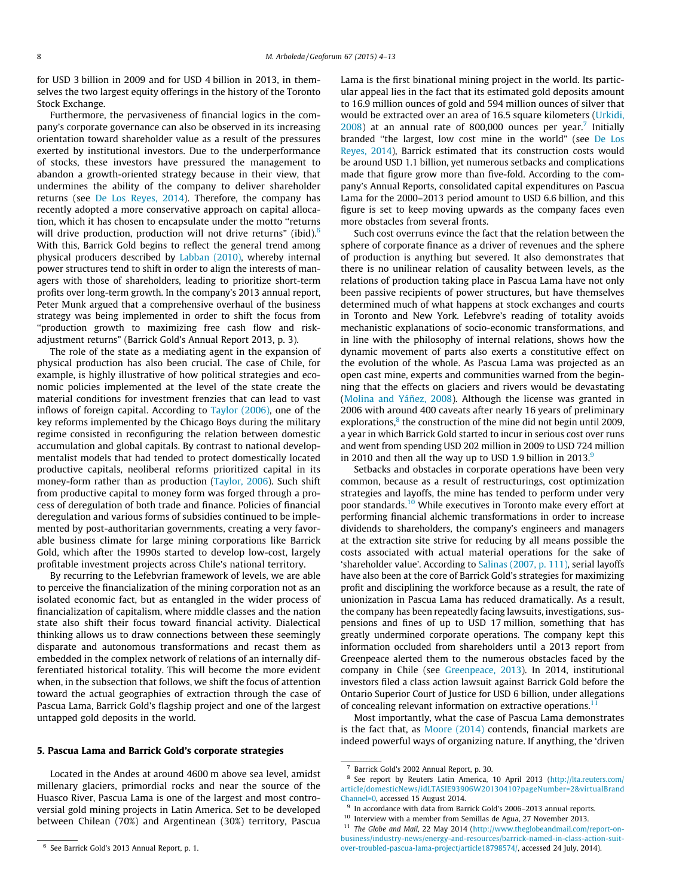for USD 3 billion in 2009 and for USD 4 billion in 2013, in themselves the two largest equity offerings in the history of the Toronto Stock Exchange.

Furthermore, the pervasiveness of financial logics in the company's corporate governance can also be observed in its increasing orientation toward shareholder value as a result of the pressures exerted by institutional investors. Due to the underperformance of stocks, these investors have pressured the management to abandon a growth-oriented strategy because in their view, that undermines the ability of the company to deliver shareholder returns (see De Los Reyes, 2014). Therefore, the company has recently adopted a more conservative approach on capital allocation, which it has chosen to encapsulate under the motto "returns will drive production, production will not drive returns" (ibid).[6] With this, Barrick Gold begins to reflect the general trend among physical producers described by Labban (2010), whereby internal power structures tend to shift in order to align the interests of managers with those of shareholders, leading to prioritize short-term profits over long-term growth. In the company's 2013 annual report, Peter Munk argued that a comprehensive overhaul of the business strategy was being implemented in order to shift the focus from "production growth to maximizing free cash flow and risk-adjustment returns" (Barrick Gold's Annual Report 2013, p. 3).

The role of the state as a mediating agent in the expansion of physical production has also been crucial. The case of Chile, for example, is highly illustrative of how political strategies and economic policies implemented at the level of the state create the material conditions for investment frenzies that can lead to vast inflows of foreign capital. According to Taylor (2006), one of the key reforms implemented by the Chicago Boys during the military regime consisted in reconfiguring the relation between domestic accumulation and global capitals. By contrast to national developmentalist models that had tended to protect domestically located productive capitals, neoliberal reforms prioritized capital in its money-form rather than as production (Taylor, 2006). Such shift from productive capital to money form was forged through a process of deregulation of both trade and finance. Policies of financial deregulation and various forms of subsidies continued to be implemented by post-authoritarian governments, creating a very favorable business climate for large mining corporations like Barrick Gold, which after the 1990s started to develop low-cost, largely profitable investment projects across Chile's national territory.

By recurring to the Lefebvrian framework of levels, we are able to perceive the financialization of the mining corporation not as an isolated economic fact, but as entangled in the wider process of financialization of capitalism, where middle classes and the nation state also shift their focus toward financial activity. Dialectical thinking allows us to draw connections between these seemingly disparate and autonomous transformations and recast them as embedded in the complex network of relations of an internally differentiated historical totality. This will become the more evident when, in the subsection that follows, we shift the focus of attention toward the actual geographies of extraction through the case of Pascua Lama, Barrick Gold's flagship project and one of the largest untapped gold deposits in the world.

## 5. Pascua Lama and Barrick Gold's corporate strategies

Located in the Andes at around 4600 m above sea level, amidst millenary glaciers, primordial rocks and near the source of the Huasco River, Pascua Lama is one of the largest and most controversial gold mining projects in Latin America. Set to be developed between Chilean (70%) and Argentinean (30%) territory, Pascua Lama is the first binational mining project in the world. Its particular appeal lies in the fact that its estimated gold deposits amount to 16.9 million ounces of gold and 594 million ounces of silver that would be extracted over an area of 16.5 square kilometers (Urkidi, 2008) at an annual rate of 800,000 ounces per year.[7] Initially branded "the largest, low cost mine in the world" (see De Los Reyes, 2014), Barrick estimated that its construction costs would be around USD 1.1 billion, yet numerous setbacks and complications made that figure grow more than five-fold. According to the company's Annual Reports, consolidated capital expenditures on Pascua Lama for the 2000–2013 period amount to USD 6.6 billion, and this figure is set to keep moving upwards as the company faces even more obstacles from several fronts.

Such cost overruns evince the fact that the relation between the sphere of corporate finance as a driver of revenues and the sphere of production is anything but severed. It also demonstrates that there is no unilinear relation of causality between levels, as the relations of production taking place in Pascua Lama have not only been passive recipients of power structures, but have themselves determined much of what happens at stock exchanges and courts in Toronto and New York. Lefebvre's reading of totality avoids mechanistic explanations of socio-economic transformations, and in line with the philosophy of internal relations, shows how the dynamic movement of parts also exerts a constitutive effect on the evolution of the whole. As Pascua Lama was projected as an open cast mine, experts and communities warned from the beginning that the effects on glaciers and rivers would be devastating (Molina and Yáñez, 2008). Although the license was granted in 2006 with around 400 caveats after nearly 16 years of preliminary explorations,[8] the construction of the mine did not begin until 2009, a year in which Barrick Gold started to incur in serious cost over runs and went from spending USD 202 million in 2009 to USD 724 million in 2010 and then all the way up to USD 1.9 billion in 2013.[9]

Setbacks and obstacles in corporate operations have been very common, because as a result of restructurings, cost optimization strategies and layoffs, the mine has tended to perform under very poor standards.[10] While executives in Toronto make every effort at performing financial alchemic transformations in order to increase dividends to shareholders, the company's engineers and managers at the extraction site strive for reducing by all means possible the costs associated with actual material operations for the sake of 'shareholder value'. According to Salinas (2007, p. 111), serial layoffs have also been at the core of Barrick Gold's strategies for maximizing profit and disciplining the workforce because as a result, the rate of unionization in Pascua Lama has reduced dramatically. As a result, the company has been repeatedly facing lawsuits, investigations, suspensions and fines of up to USD 17 million, something that has greatly undermined corporate operations. The company kept this information occluded from shareholders until a 2013 report from Greenpeace alerted them to the numerous obstacles faced by the company in Chile (see Greenpeace, 2013). In 2014, institutional investors filed a class action lawsuit against Barrick Gold before the Ontario Superior Court of Justice for USD 6 billion, under allegations of concealing relevant information on extractive operations.[11]

Most importantly, what the case of Pascua Lama demonstrates is the fact that, as Moore (2014) contends, financial markets are indeed powerful ways of organizing nature. If anything, the 'driven

---

[6] See Barrick Gold's 2013 Annual Report, p. 1.

[7] Barrick Gold's 2002 Annual Report, p. 30.

[8] See report by Reuters Latin America, 10 April 2013 (http://lta.reuters.com/article/domesticNews/idLTASIE93906W20130410?pageNumber=2&virtualBrandChannel=0, accessed 15 August 2014.

[9] In accordance with data from Barrick Gold's 2006–2013 annual reports.

[10] Interview with a member from Semillas de Agua, 27 November 2013.

[11] *The Globe and Mail*, 22 May 2014 (http://www.theglobeandmail.com/report-on-business/industry-news/energy-and-resources/barrick-named-in-class-action-suit-over-troubled-pascua-lama-project/article18798574/, accessed 24 July, 2014).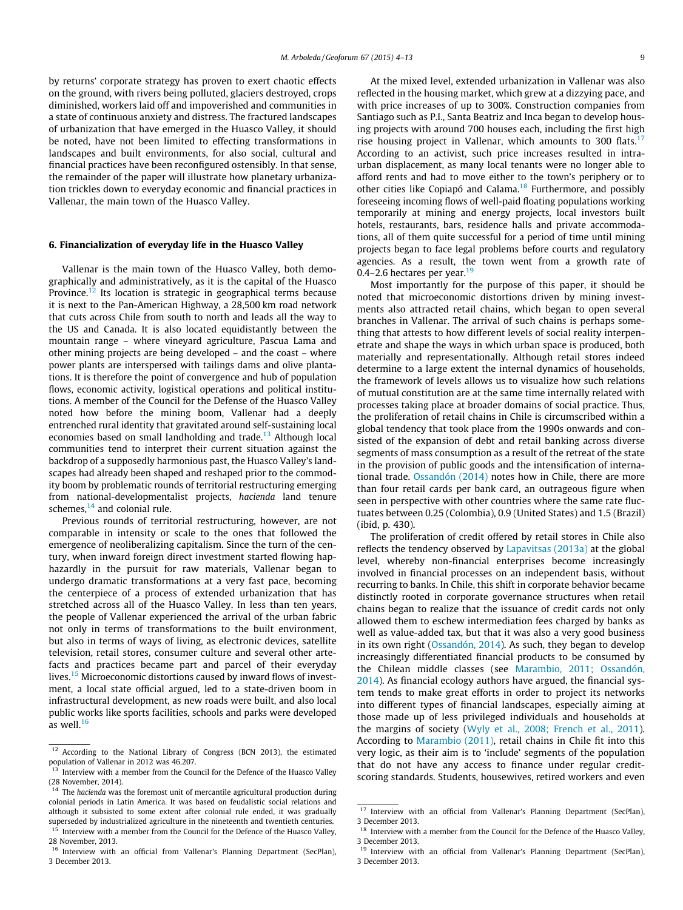by returns' corporate strategy has proven to exert chaotic effects on the ground, with rivers being polluted, glaciers destroyed, crops diminished, workers laid off and impoverished and communities in a state of continuous anxiety and distress. The fractured landscapes of urbanization that have emerged in the Huasco Valley, it should be noted, have not been limited to effecting transformations in landscapes and built environments, for also social, cultural and financial practices have been reconfigured ostensibly. In that sense, the remainder of the paper will illustrate how planetary urbanization trickles down to everyday economic and financial practices in Vallenar, the main town of the Huasco Valley.

## 6. Financialization of everyday life in the Huasco Valley

Vallenar is the main town of the Huasco Valley, both demographically and administratively, as it is the capital of the Huasco Province.[12] Its location is strategic in geographical terms because it is next to the Pan-American Highway, a 28,500 km road network that cuts across Chile from south to north and leads all the way to the US and Canada. It is also located equidistantly between the mountain range – where vineyard agriculture, Pascua Lama and other mining projects are being developed – and the coast – where power plants are interspersed with tailings dams and olive plantations. It is therefore the point of convergence and hub of population flows, economic activity, logistical operations and political institutions. A member of the Council for the Defense of the Huasco Valley noted how before the mining boom, Vallenar had a deeply entrenched rural identity that gravitated around self-sustaining local economies based on small landholding and trade.[13] Although local communities tend to interpret their current situation against the backdrop of a supposedly harmonious past, the Huasco Valley's landscapes had already been shaped and reshaped prior to the commodity boom by problematic rounds of territorial restructuring emerging from national-developmentalist projects, *hacienda* land tenure schemes,[14] and colonial rule.

Previous rounds of territorial restructuring, however, are not comparable in intensity or scale to the ones that followed the emergence of neoliberalizing capitalism. Since the turn of the century, when inward foreign direct investment started flowing haphazardly in the pursuit for raw materials, Vallenar began to undergo dramatic transformations at a very fast pace, becoming the centerpiece of a process of extended urbanization that has stretched across all of the Huasco Valley. In less than ten years, the people of Vallenar experienced the arrival of the urban fabric not only in terms of transformations to the built environment, but also in terms of ways of living, as electronic devices, satellite television, retail stores, consumer culture and several other artefacts and practices became part and parcel of their everyday lives.[15] Microeconomic distortions caused by inward flows of investment, a local state official argued, led to a state-driven boom in infrastructural development, as new roads were built, and also local public works like sports facilities, schools and parks were developed as well.[16]

At the mixed level, extended urbanization in Vallenar was also reflected in the housing market, which grew at a dizzying pace, and with price increases of up to 300%. Construction companies from Santiago such as P.I., Santa Beatriz and Inca began to develop housing projects with around 700 houses each, including the first high rise housing project in Vallenar, which amounts to 300 flats.[17] According to an activist, such price increases resulted in intra-urban displacement, as many local tenants were no longer able to afford rents and had to move either to the town's periphery or to other cities like Copiapó and Calama.[18] Furthermore, and possibly foreseeing incoming flows of well-paid floating populations working temporarily at mining and energy projects, local investors built hotels, restaurants, bars, residence halls and private accommodations, all of them quite successful for a period of time until mining projects began to face legal problems before courts and regulatory agencies. As a result, the town went from a growth rate of 0.4–2.6 hectares per year.[19]

Most importantly for the purpose of this paper, it should be noted that microeconomic distortions driven by mining investments also attracted retail chains, which began to open several branches in Vallenar. The arrival of such chains is perhaps something that attests to how different levels of social reality interpenetrate and shape the ways in which urban space is produced, both materially and representationally. Although retail stores indeed determine to a large extent the internal dynamics of households, the framework of levels allows us to visualize how such relations of mutual constitution are at the same time internally related with processes taking place at broader domains of social practice. Thus, the proliferation of retail chains in Chile is circumscribed within a global tendency that took place from the 1990s onwards and consisted of the expansion of debt and retail banking across diverse segments of mass consumption as a result of the retreat of the state in the provision of public goods and the intensification of international trade. Ossandón (2014) notes how in Chile, there are more than four retail cards per bank card, an outrageous figure when seen in perspective with other countries where the same rate fluctuates between 0.25 (Colombia), 0.9 (United States) and 1.5 (Brazil) (ibid, p. 430).

The proliferation of credit offered by retail stores in Chile also reflects the tendency observed by Lapavitsas (2013a) at the global level, whereby non-financial enterprises become increasingly involved in financial processes on an independent basis, without recurring to banks. In Chile, this shift in corporate behavior became distinctly rooted in corporate governance structures when retail chains began to realize that the issuance of credit cards not only allowed them to eschew intermediation fees charged by banks as well as value-added tax, but that it was also a very good business in its own right (Ossandón, 2014). As such, they began to develop increasingly differentiated financial products to be consumed by the Chilean middle classes (see Marambio, 2011; Ossandón, 2014). As financial ecology authors have argued, the financial system tends to make great efforts in order to project its networks into different types of financial landscapes, especially aiming at those made up of less privileged individuals and households at the margins of society (Wyly et al., 2008; French et al., 2011). According to Marambio (2011), retail chains in Chile fit into this very logic, as their aim is to 'include' segments of the population that do not have any access to finance under regular credit-scoring standards. Students, housewives, retired workers and even

---

[12] According to the National Library of Congress (BCN 2013), the estimated population of Vallenar in 2012 was 46.207.

[13] Interview with a member from the Council for the Defence of the Huasco Valley (28 November, 2014).

[14] The *hacienda* was the foremost unit of mercantile agricultural production during colonial periods in Latin America. It was based on feudalistic social relations and although it subsisted to some extent after colonial rule ended, it was gradually superseded by industrialized agriculture in the nineteenth and twentieth centuries.

[15] Interview with a member from the Council for the Defence of the Huasco Valley, 28 November, 2013.

[16] Interview with an official from Vallenar's Planning Department (SecPlan), 3 December 2013.

[17] Interview with an official from Vallenar's Planning Department (SecPlan), 3 December 2013.

[18] Interview with a member from the Council for the Defence of the Huasco Valley, 3 December 2013.

[19] Interview with an official from Vallenar's Planning Department (SecPlan), 3 December 2013.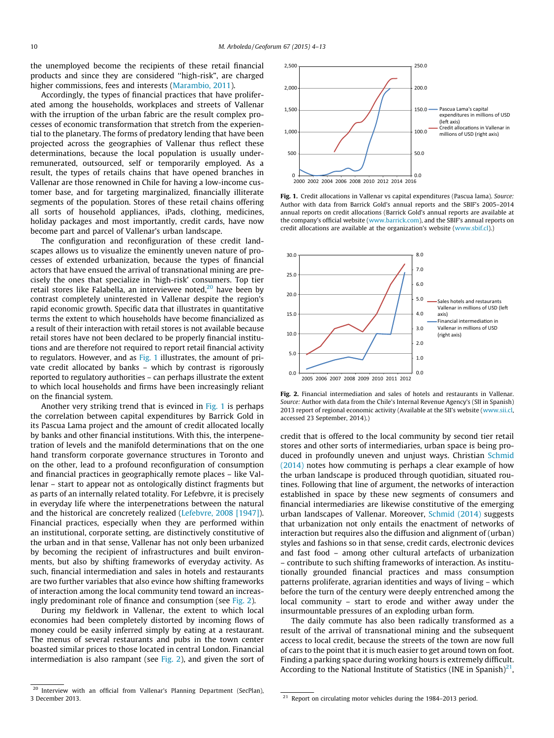the unemployed become the recipients of these retail financial products and since they are considered ''high-risk", are charged higher commissions, fees and interests (Marambio, 2011).

Accordingly, the types of financial practices that have proliferated among the households, workplaces and streets of Vallenar with the irruption of the urban fabric are the result complex processes of economic transformation that stretch from the experiential to the planetary. The forms of predatory lending that have been projected across the geographies of Vallenar thus reflect these determinations, because the local population is usually under-remunerated, outsourced, self or temporarily employed. As a result, the types of retails chains that have opened branches in Vallenar are those renowned in Chile for having a low-income customer base, and for targeting marginalized, financially illiterate segments of the population. Stores of these retail chains offering all sorts of household appliances, iPads, clothing, medicines, holiday packages and most importantly, credit cards, have now become part and parcel of Vallenar's urban landscape.

The configuration and reconfiguration of these credit landscapes allows us to visualize the eminently uneven nature of processes of extended urbanization, because the types of financial actors that have ensued the arrival of transnational mining are precisely the ones that specialize in 'high-risk' consumers. Top tier retail stores like Falabella, an interviewee noted,[20] have been by contrast completely uninterested in Vallenar despite the region's rapid economic growth. Specific data that illustrates in quantitative terms the extent to which households have become financialized as a result of their interaction with retail stores is not available because retail stores have not been declared to be properly financial institutions and are therefore not required to report retail financial activity to regulators. However, and as Fig. 1 illustrates, the amount of private credit allocated by banks – which by contrast is rigorously reported to regulatory authorities – can perhaps illustrate the extent to which local households and firms have been increasingly reliant on the financial system.

Another very striking trend that is evinced in Fig. 1 is perhaps the correlation between capital expenditures by Barrick Gold in its Pascua Lama project and the amount of credit allocated locally by banks and other financial institutions. With this, the interpenetration of levels and the manifold determinations that on the one hand transform corporate governance structures in Toronto and on the other, lead to a profound reconfiguration of consumption and financial practices in geographically remote places – like Vallenar – start to appear not as ontologically distinct fragments but as parts of an internally related totality. For Lefebvre, it is precisely in everyday life where the interpenetrations between the natural and the historical are concretely realized (Lefebvre, 2008 [1947]). Financial practices, especially when they are performed within an institutional, corporate setting, are distinctively constitutive of the urban and in that sense, Vallenar has not only been urbanized by becoming the recipient of infrastructures and built environments, but also by shifting frameworks of everyday activity. As such, financial intermediation and sales in hotels and restaurants are two further variables that also evince how shifting frameworks of interaction among the local community tend toward an increasingly predominant role of finance and consumption (see Fig. 2).

During my fieldwork in Vallenar, the extent to which local economies had been completely distorted by incoming flows of money could be easily inferred simply by eating at a restaurant. The menus of several restaurants and pubs in the town center boasted similar prices to those located in central London. Financial intermediation is also rampant (see Fig. 2), and given the sort of

**Fig. 1.** Credit allocations in Vallenar vs capital expenditures (Pascua lama). *Source:* Author with data from Barrick Gold's annual reports and the SBIF's 2005–2014 annual reports on credit allocations (Barrick Gold's annual reports are available at the company's official website (www.barrick.com), and the SBIF's annual reports on credit allocations are available at the organization's website (www.sbif.cl).)

**Fig. 2.** Financial intermediation and sales of hotels and restaurants in Vallenar. *Source:* Author with data from the Chile's Internal Revenue Agency's (SII in Spanish) 2013 report of regional economic activity (Available at the SII's website (www.sii.cl, accessed 23 September, 2014).)

credit that is offered to the local community by second tier retail stores and other sorts of intermediaries, urban space is being produced in profoundly uneven and unjust ways. Christian Schmid (2014) notes how commuting is perhaps a clear example of how the urban landscape is produced through quotidian, situated routines. Following that line of argument, the networks of interaction established in space by these new segments of consumers and financial intermediaries are likewise constitutive of the emerging urban landscapes of Vallenar. Moreover, Schmid (2014) suggests that urbanization not only entails the enactment of networks of interaction but requires also the diffusion and alignment of (urban) styles and fashions so in that sense, credit cards, electronic devices and fast food – among other cultural artefacts of urbanization – contribute to such shifting frameworks of interaction. As institutionally grounded financial practices and mass consumption patterns proliferate, agrarian identities and ways of living – which before the turn of the century were deeply entrenched among the local community – start to erode and wither away under the insurmountable pressures of an exploding urban form.

The daily commute has also been radically transformed as a result of the arrival of transnational mining and the subsequent access to local credit, because the streets of the town are now full of cars to the point that it is much easier to get around town on foot. Finding a parking space during working hours is extremely difficult. According to the National Institute of Statistics (INE in Spanish)[21],

[20] Interview with an official from Vallenar's Planning Department (SecPlan), 3 December 2013.

[21] Report on circulating motor vehicles during the 1984–2013 period.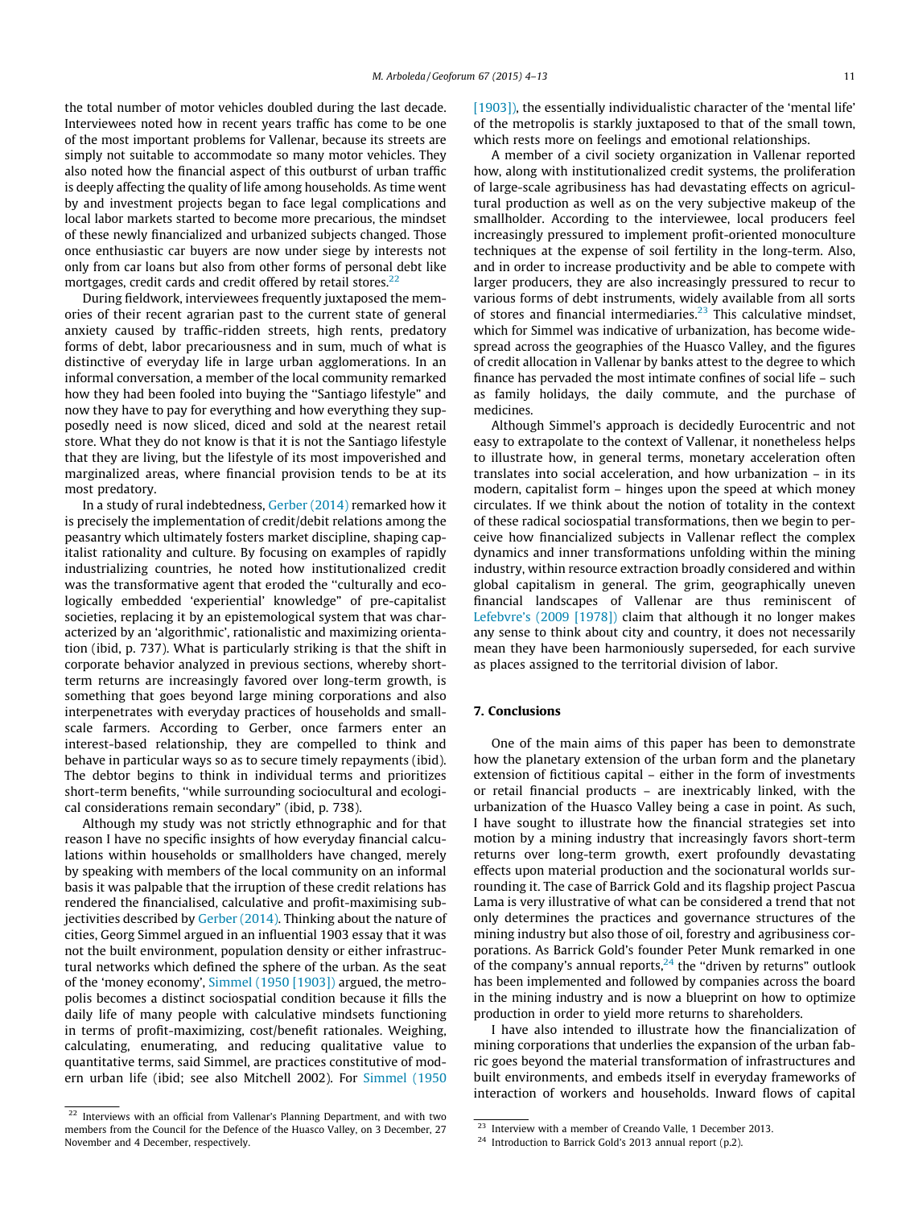the total number of motor vehicles doubled during the last decade. Interviewees noted how in recent years traffic has come to be one of the most important problems for Vallenar, because its streets are simply not suitable to accommodate so many motor vehicles. They also noted how the financial aspect of this outburst of urban traffic is deeply affecting the quality of life among households. As time went by and investment projects began to face legal complications and local labor markets started to become more precarious, the mindset of these newly financialized and urbanized subjects changed. Those once enthusiastic car buyers are now under siege by interests not only from car loans but also from other forms of personal debt like mortgages, credit cards and credit offered by retail stores.[22]

During fieldwork, interviewees frequently juxtaposed the memories of their recent agrarian past to the current state of general anxiety caused by traffic-ridden streets, high rents, predatory forms of debt, labor precariousness and in sum, much of what is distinctive of everyday life in large urban agglomerations. In an informal conversation, a member of the local community remarked how they had been fooled into buying the "Santiago lifestyle" and now they have to pay for everything and how everything they supposedly need is now sliced, diced and sold at the nearest retail store. What they do not know is that it is not the Santiago lifestyle that they are living, but the lifestyle of its most impoverished and marginalized areas, where financial provision tends to be at its most predatory.

In a study of rural indebtedness, Gerber (2014) remarked how it is precisely the implementation of credit/debit relations among the peasantry which ultimately fosters market discipline, shaping capitalist rationality and culture. By focusing on examples of rapidly industrializing countries, he noted how institutionalized credit was the transformative agent that eroded the "culturally and ecologically embedded 'experiential' knowledge" of pre-capitalist societies, replacing it by an epistemological system that was characterized by an 'algorithmic', rationalistic and maximizing orientation (ibid, p. 737). What is particularly striking is that the shift in corporate behavior analyzed in previous sections, whereby short-term returns are increasingly favored over long-term growth, is something that goes beyond large mining corporations and also interpenetrates with everyday practices of households and small-scale farmers. According to Gerber, once farmers enter an interest-based relationship, they are compelled to think and behave in particular ways so as to secure timely repayments (ibid). The debtor begins to think in individual terms and prioritizes short-term benefits, "while surrounding sociocultural and ecological considerations remain secondary" (ibid, p. 738).

Although my study was not strictly ethnographic and for that reason I have no specific insights of how everyday financial calculations within households or smallholders have changed, merely by speaking with members of the local community on an informal basis it was palpable that the irruption of these credit relations has rendered the financialised, calculative and profit-maximising subjectivities described by Gerber (2014). Thinking about the nature of cities, Georg Simmel argued in an influential 1903 essay that it was not the built environment, population density or either infrastructural networks which defined the sphere of the urban. As the seat of the 'money economy', Simmel (1950 [1903]) argued, the metropolis becomes a distinct sociospatial condition because it fills the daily life of many people with calculative mindsets functioning in terms of profit-maximizing, cost/benefit rationales. Weighing, calculating, enumerating, and reducing qualitative value to quantitative terms, said Simmel, are practices constitutive of modern urban life (ibid; see also Mitchell 2002). For Simmel (1950 [1903]), the essentially individualistic character of the 'mental life' of the metropolis is starkly juxtaposed to that of the small town, which rests more on feelings and emotional relationships.

A member of a civil society organization in Vallenar reported how, along with institutionalized credit systems, the proliferation of large-scale agribusiness has had devastating effects on agricultural production as well as on the very subjective makeup of the smallholder. According to the interviewee, local producers feel increasingly pressured to implement profit-oriented monoculture techniques at the expense of soil fertility in the long-term. Also, and in order to increase productivity and be able to compete with larger producers, they are also increasingly pressured to recur to various forms of debt instruments, widely available from all sorts of stores and financial intermediaries.[23] This calculative mindset, which for Simmel was indicative of urbanization, has become widespread across the geographies of the Huasco Valley, and the figures of credit allocation in Vallenar by banks attest to the degree to which finance has pervaded the most intimate confines of social life – such as family holidays, the daily commute, and the purchase of medicines.

Although Simmel's approach is decidedly Eurocentric and not easy to extrapolate to the context of Vallenar, it nonetheless helps to illustrate how, in general terms, monetary acceleration often translates into social acceleration, and how urbanization – in its modern, capitalist form – hinges upon the speed at which money circulates. If we think about the notion of totality in the context of these radical sociospatial transformations, then we begin to perceive how financialized subjects in Vallenar reflect the complex dynamics and inner transformations unfolding within the mining industry, within resource extraction broadly considered and within global capitalism in general. The grim, geographically uneven financial landscapes of Vallenar are thus reminiscent of Lefebvre's (2009 [1978]) claim that although it no longer makes any sense to think about city and country, it does not necessarily mean they have been harmoniously superseded, for each survive as places assigned to the territorial division of labor.

## 7. Conclusions

One of the main aims of this paper has been to demonstrate how the planetary extension of the urban form and the planetary extension of fictitious capital – either in the form of investments or retail financial products – are inextricably linked, with the urbanization of the Huasco Valley being a case in point. As such, I have sought to illustrate how the financial strategies set into motion by a mining industry that increasingly favors short-term returns over long-term growth, exert profoundly devastating effects upon material production and the socionatural worlds surrounding it. The case of Barrick Gold and its flagship project Pascua Lama is very illustrative of what can be considered a trend that not only determines the practices and governance structures of the mining industry but also those of oil, forestry and agribusiness corporations. As Barrick Gold's founder Peter Munk remarked in one of the company's annual reports,[24] the "driven by returns" outlook has been implemented and followed by companies across the board in the mining industry and is now a blueprint on how to optimize production in order to yield more returns to shareholders.

I have also intended to illustrate how the financialization of mining corporations that underlies the expansion of the urban fabric goes beyond the material transformation of infrastructures and built environments, and embeds itself in everyday frameworks of interaction of workers and households. Inward flows of capital

[22] Interviews with an official from Vallenar's Planning Department, and with two members from the Council for the Defence of the Huasco Valley, on 3 December, 27 November and 4 December, respectively.

[23] Interview with a member of Creando Valle, 1 December 2013.

[24] Introduction to Barrick Gold's 2013 annual report (p.2).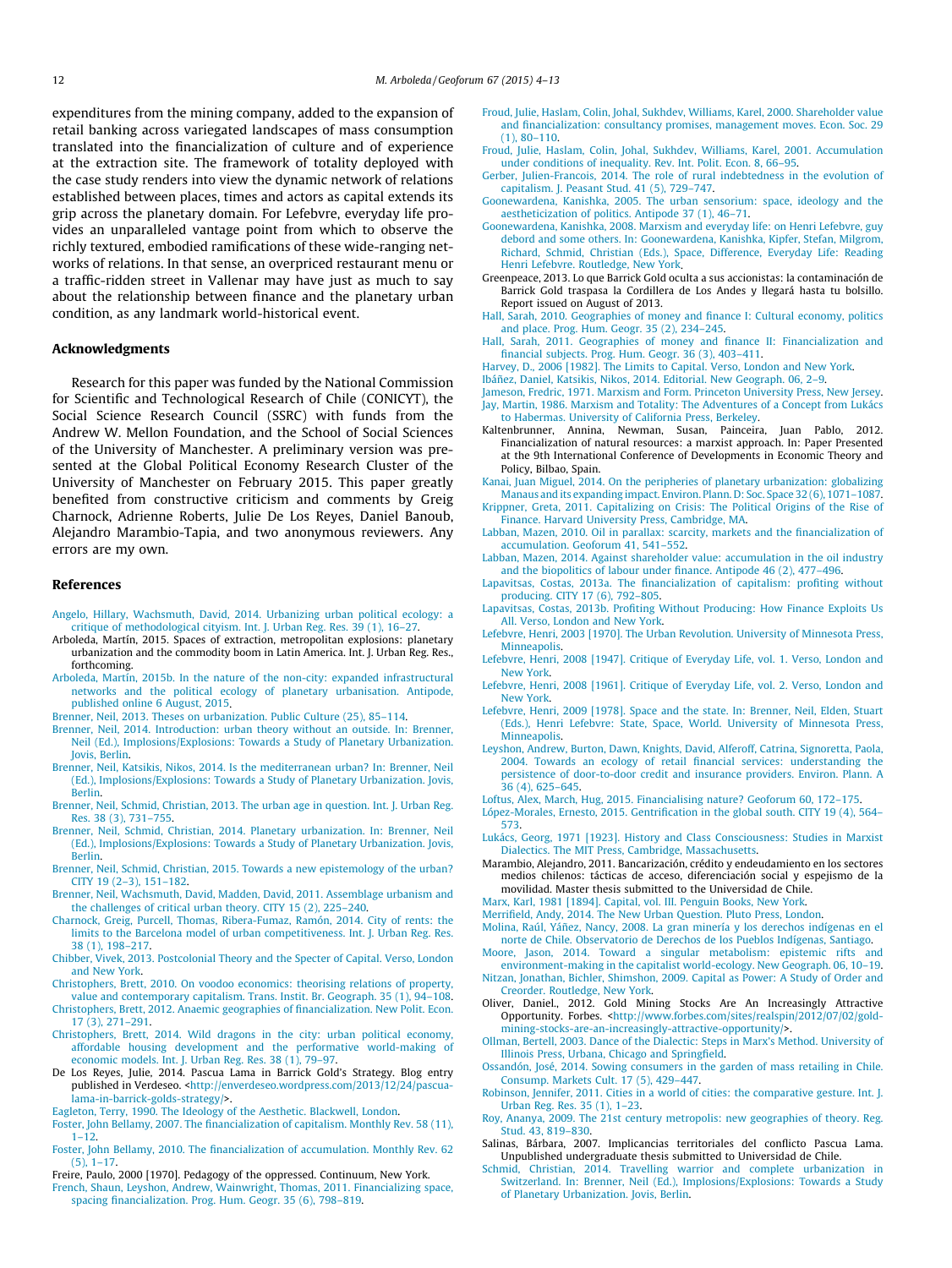expenditures from the mining company, added to the expansion of retail banking across variegated landscapes of mass consumption translated into the financialization of culture and of experience at the extraction site. The framework of totality deployed with the case study renders into view the dynamic network of relations established between places, times and actors as capital extends its grip across the planetary domain. For Lefebvre, everyday life provides an unparalleled vantage point from which to observe the richly textured, embodied ramifications of these wide-ranging networks of relations. In that sense, an overpriced restaurant menu or a traffic-ridden street in Vallenar may have just as much to say about the relationship between finance and the planetary urban condition, as any landmark world-historical event.

## Acknowledgments

Research for this paper was funded by the National Commission for Scientific and Technological Research of Chile (CONICYT), the Social Science Research Council (SSRC) with funds from the Andrew W. Mellon Foundation, and the School of Social Sciences of the University of Manchester. A preliminary version was presented at the Global Political Economy Research Cluster of the University of Manchester on February 2015. This paper greatly benefited from constructive criticism and comments by Greig Charnock, Adrienne Roberts, Julie De Los Reyes, Daniel Banoub, Alejandro Marambio-Tapia, and two anonymous reviewers. Any errors are my own.

## References

Angelo, Hillary, Wachsmuth, David, 2014. Urbanizing urban political ecology: a critique of methodological cityism. Int. J. Urban Reg. Res. 39 (1), 16–27.

Arboleda, Martín, 2015. Spaces of extraction, metropolitan explosions: planetary urbanization and the commodity boom in Latin America. Int. J. Urban Reg. Res., forthcoming.

Arboleda, Martín, 2015b. In the nature of the non-city: expanded infrastructural networks and the political ecology of planetary urbanisation. Antipode, published online 6 August, 2015.

Brenner, Neil, 2013. Theses on urbanization. Public Culture (25), 85–114.

Brenner, Neil, 2014. Introduction: urban theory without an outside. In: Brenner, Neil (Ed.), Implosions/Explosions: Towards a Study of Planetary Urbanization. Jovis, Berlin.

Brenner, Neil, Katsikis, Nikos, 2014. Is the mediterranean urban? In: Brenner, Neil (Ed.), Implosions/Explosions: Towards a Study of Planetary Urbanization. Jovis, Berlin.

Brenner, Neil, Schmid, Christian, 2013. The urban age in question. Int. J. Urban Reg. Res. 38 (3), 731–755.

Brenner, Neil, Schmid, Christian, 2014. Planetary urbanization. In: Brenner, Neil (Ed.), Implosions/Explosions: Towards a Study of Planetary Urbanization. Jovis, Berlin.

Brenner, Neil, Schmid, Christian, 2015. Towards a new epistemology of the urban? CITY 19 (2–3), 151–182.

Brenner, Neil, Wachsmuth, David, Madden, David, 2011. Assemblage urbanism and the challenges of critical urban theory. CITY 15 (2), 225–240.

Charnock, Greig, Purcell, Thomas, Ribera-Fumaz, Ramón, 2014. City of rents: the limits to the Barcelona model of urban competitiveness. Int. J. Urban Reg. Res. 38 (1), 198–217.

Chibber, Vivek, 2013. Postcolonial Theory and the Specter of Capital. Verso, London and New York.

Christophers, Brett, 2010. On voodoo economics: theorising relations of property, value and contemporary capitalism. Trans. Instit. Br. Geograph. 35 (1), 94–108.

Christophers, Brett, 2012. Anaemic geographies of financialization. New Polit. Econ. 17 (3), 271–291.

Christophers, Brett, 2014. Wild dragons in the city: urban political economy, affordable housing development and the performative world-making of economic models. Int. J. Urban Reg. Res. 38 (1), 79–97.

De Los Reyes, Julie, 2014. Pascua Lama in Barrick Gold's Strategy. Blog entry published in Verdeseo. <http://enverdeseo.wordpress.com/2013/12/24/pascua-lama-in-barrick-golds-strategy/>.

Eagleton, Terry, 1990. The Ideology of the Aesthetic. Blackwell, London.

Foster, John Bellamy, 2007. The financialization of capitalism. Monthly Rev. 58 (11), 1–12.

Foster, John Bellamy, 2010. The financialization of accumulation. Monthly Rev. 62 (5), 1–17.

Freire, Paulo, 2000 [1970]. Pedagogy of the oppressed. Continuum, New York.

French, Shaun, Leyshon, Andrew, Wainwright, Thomas, 2011. Financializing space, spacing financialization. Prog. Hum. Geogr. 35 (6), 798–819.

Froud, Julie, Haslam, Colin, Johal, Sukhdev, Williams, Karel, 2000. Shareholder value and financialization: consultancy promises, management moves. Econ. Soc. 29 (1), 80–110.

Froud, Julie, Haslam, Colin, Johal, Sukhdev, Williams, Karel, 2001. Accumulation under conditions of inequality. Rev. Int. Polit. Econ. 8, 66–95.

Gerber, Julien-Francois, 2014. The role of rural indebtedness in the evolution of capitalism. J. Peasant Stud. 41 (5), 729–747.

Goonewardena, Kanishka, 2005. The urban sensorium: space, ideology and the aestheticization of politics. Antipode 37 (1), 46–71.

Goonewardena, Kanishka, 2008. Marxism and everyday life: on Henri Lefebvre, guy debord and some others. In: Goonewardena, Kanishka, Kipfer, Stefan, Milgrom, Richard, Schmid, Christian (Eds.), Space, Difference, Everyday Life: Reading Henri Lefebvre. Routledge, New York.

Greenpeace, 2013. Lo que Barrick Gold oculta a sus accionistas: la contaminación de Barrick Gold traspasa la Cordillera de Los Andes y llegará hasta tu bolsillo. Report issued on August of 2013.

Hall, Sarah, 2010. Geographies of money and finance I: Cultural economy, politics and place. Prog. Hum. Geogr. 35 (2), 234–245.

Hall, Sarah, 2011. Geographies of money and finance II: Financialization and financial subjects. Prog. Hum. Geogr. 36 (3), 403–411.

Harvey, D., 2006 [1982]. The Limits to Capital. Verso, London and New York.

Ibáñez, Daniel, Katsikis, Nikos, 2014. Editorial. New Geograph. 06, 2–9.

Jameson, Fredric, 1971. Marxism and Form. Princeton University Press, New Jersey.

Jay, Martin, 1986. Marxism and Totality: The Adventures of a Concept from Lukács to Habermas. University of California Press, Berkeley.

Kaltenbrunner, Annina, Newman, Susan, Painceira, Juan Pablo, 2012. Financialization of natural resources: a marxist approach. In: Paper Presented at the 9th International Conference of Developments in Economic Theory and Policy, Bilbao, Spain.

Kanai, Juan Miguel, 2014. On the peripheries of planetary urbanization: globalizing Manaus and its expanding impact. Environ. Plann. D: Soc. Space 32 (6), 1071–1087.

Krippner, Greta, 2011. Capitalizing on Crisis: The Political Origins of the Rise of Finance. Harvard University Press, Cambridge, MA.

Labban, Mazen, 2010. Oil in parallax: scarcity, markets and the financialization of accumulation. Geoforum 41, 541–552.

Labban, Mazen, 2014. Against shareholder value: accumulation in the oil industry and the biopolitics of labour under finance. Antipode 46 (2), 477–496.

Lapavitsas, Costas, 2013a. The financialization of capitalism: profiting without producing. CITY 17 (6), 792–805.

Lapavitsas, Costas, 2013b. Profiting Without Producing: How Finance Exploits Us All. Verso, London and New York.

Lefebvre, Henri, 2003 [1970]. The Urban Revolution. University of Minnesota Press, Minneapolis.

Lefebvre, Henri, 2008 [1947]. Critique of Everyday Life, vol. 1. Verso, London and New York.

Lefebvre, Henri, 2008 [1961]. Critique of Everyday Life, vol. 2. Verso, London and New York.

Lefebvre, Henri, 2009 [1978]. Space and the state. In: Brenner, Neil, Elden, Stuart (Eds.), Henri Lefebvre: State, Space, World. University of Minnesota Press, Minneapolis.

Leyshon, Andrew, Burton, Dawn, Knights, David, Alferoff, Catrina, Signoretta, Paola, 2004. Towards an ecology of retail financial services: understanding the persistence of door-to-door credit and insurance providers. Environ. Plann. A 36 (4), 625–645.

Loftus, Alex, March, Hug, 2015. Financialising nature? Geoforum 60, 172–175.

López-Morales, Ernesto, 2015. Gentrification in the global south. CITY 19 (4), 564–573.

Lukács, Georg, 1971 [1923]. History and Class Consciousness: Studies in Marxist Dialectics. The MIT Press, Cambridge, Massachusetts.

Marambio, Alejandro, 2011. Bancarización, crédito y endeudamiento en los sectores medios chilenos: tácticas de acceso, diferenciación social y espejismo de la movilidad. Master thesis submitted to the Universidad de Chile.

Marx, Karl, 1981 [1894]. Capital, vol. III. Penguin Books, New York.

Merrifield, Andy, 2014. The New Urban Question. Pluto Press, London.

Molina, Raúl, Yáñez, Nancy, 2008. La gran minería y los derechos indígenas en el norte de Chile. Observatorio de Derechos de los Pueblos Indígenas, Santiago.

Moore, Jason, 2014. Toward a singular metabolism: epistemic rifts and environment-making in the capitalist world-ecology. New Geograph. 06, 10–19.

Nitzan, Jonathan, Bichler, Shimshon, 2009. Capital as Power: A Study of Order and Creorder. Routledge, New York.

Oliver, Daniel., 2012. Gold Mining Stocks Are An Increasingly Attractive Opportunity. Forbes. <http://www.forbes.com/sites/realspin/2012/07/02/gold-mining-stocks-are-an-increasingly-attractive-opportunity/>.

Ollman, Bertell, 2003. Dance of the Dialectic: Steps in Marx's Method. University of Illinois Press, Urbana, Chicago and Springfield.

Ossandón, José, 2014. Sowing consumers in the garden of mass retailing in Chile. Consump. Markets Cult. 17 (5), 429–447.

Robinson, Jennifer, 2011. Cities in a world of cities: the comparative gesture. Int. J. Urban Reg. Res. 35 (1), 1–23.

Roy, Ananya, 2009. The 21st century metropolis: new geographies of theory. Reg. Stud. 43, 819–830.

Salinas, Bárbara, 2007. Implicancias territoriales del conflicto Pascua Lama. Unpublished undergraduate thesis submitted to Universidad de Chile.

Schmid, Christian, 2014. Travelling warrior and complete urbanization in Switzerland. In: Brenner, Neil (Ed.), Implosions/Explosions: Towards a Study of Planetary Urbanization. Jovis, Berlin.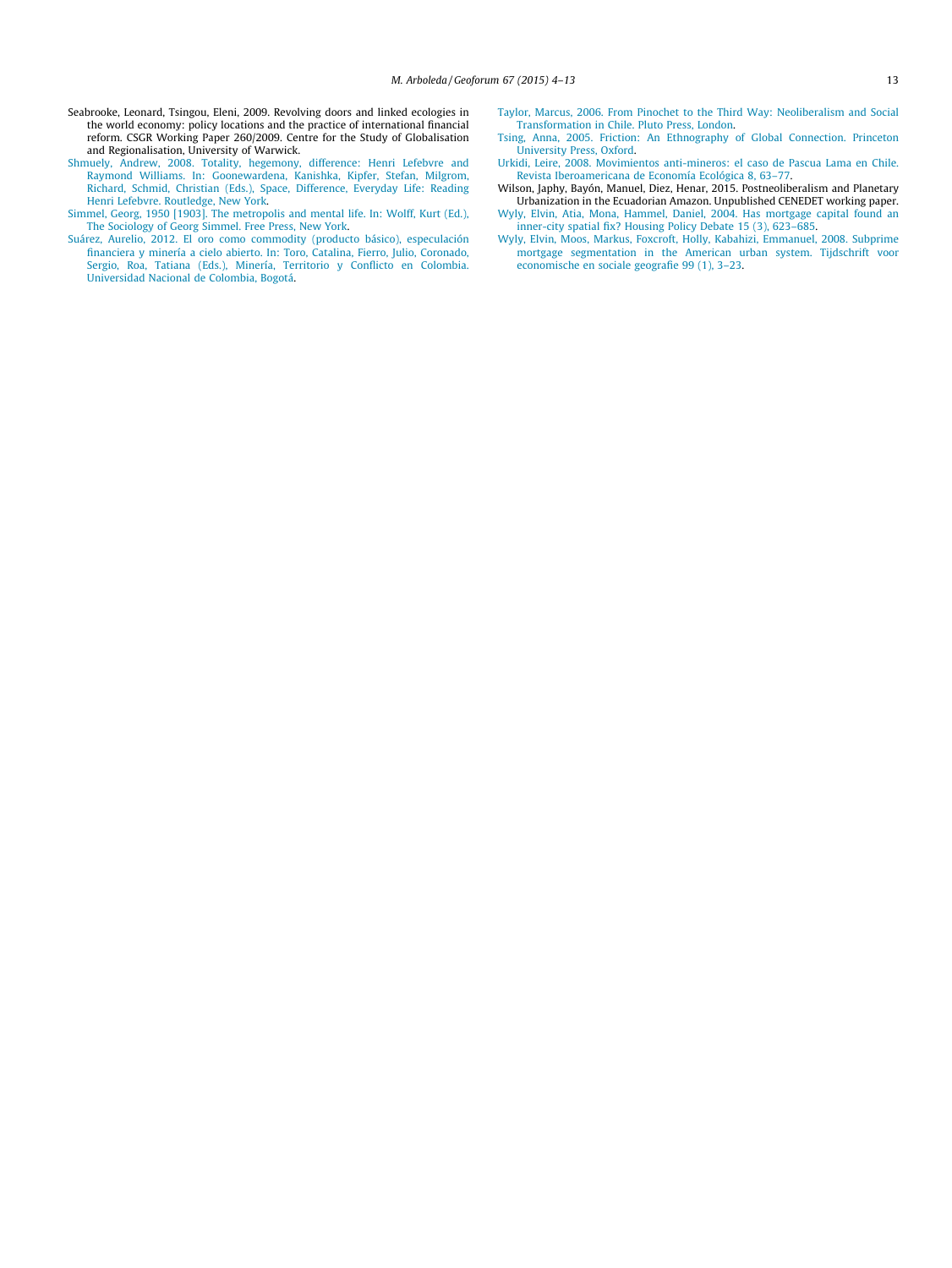Seabrooke, Leonard, Tsingou, Eleni, 2009. Revolving doors and linked ecologies in the world economy: policy locations and the practice of international financial reform. CSGR Working Paper 260/2009. Centre for the Study of Globalisation and Regionalisation, University of Warwick.

Shmuely, Andrew, 2008. Totality, hegemony, difference: Henri Lefebvre and Raymond Williams. In: Goonewardena, Kanishka, Kipfer, Stefan, Milgrom, Richard, Schmid, Christian (Eds.), Space, Difference, Everyday Life: Reading Henri Lefebvre. Routledge, New York.

Simmel, Georg, 1950 [1903]. The metropolis and mental life. In: Wolff, Kurt (Ed.), The Sociology of Georg Simmel. Free Press, New York.

Suárez, Aurelio, 2012. El oro como commodity (producto básico), especulación financiera y minería a cielo abierto. In: Toro, Catalina, Fierro, Julio, Coronado, Sergio, Roa, Tatiana (Eds.), Minería, Territorio y Conflicto en Colombia. Universidad Nacional de Colombia, Bogotá.

Taylor, Marcus, 2006. From Pinochet to the Third Way: Neoliberalism and Social Transformation in Chile. Pluto Press, London.

Tsing, Anna, 2005. Friction: An Ethnography of Global Connection. Princeton University Press, Oxford.

Urkidi, Leire, 2008. Movimientos anti-mineros: el caso de Pascua Lama en Chile. Revista Iberoamericana de Economía Ecológica 8, 63–77.

Wilson, Japhy, Bayón, Manuel, Diez, Henar, 2015. Postneoliberalism and Planetary Urbanization in the Ecuadorian Amazon. Unpublished CENEDET working paper.

Wyly, Elvin, Atia, Mona, Hammel, Daniel, 2004. Has mortgage capital found an inner-city spatial fix? Housing Policy Debate 15 (3), 623–685.

Wyly, Elvin, Moos, Markus, Foxcroft, Holly, Kabahizi, Emmanuel, 2008. Subprime mortgage segmentation in the American urban system. Tijdschrift voor economische en sociale geografie 99 (1), 3–23.